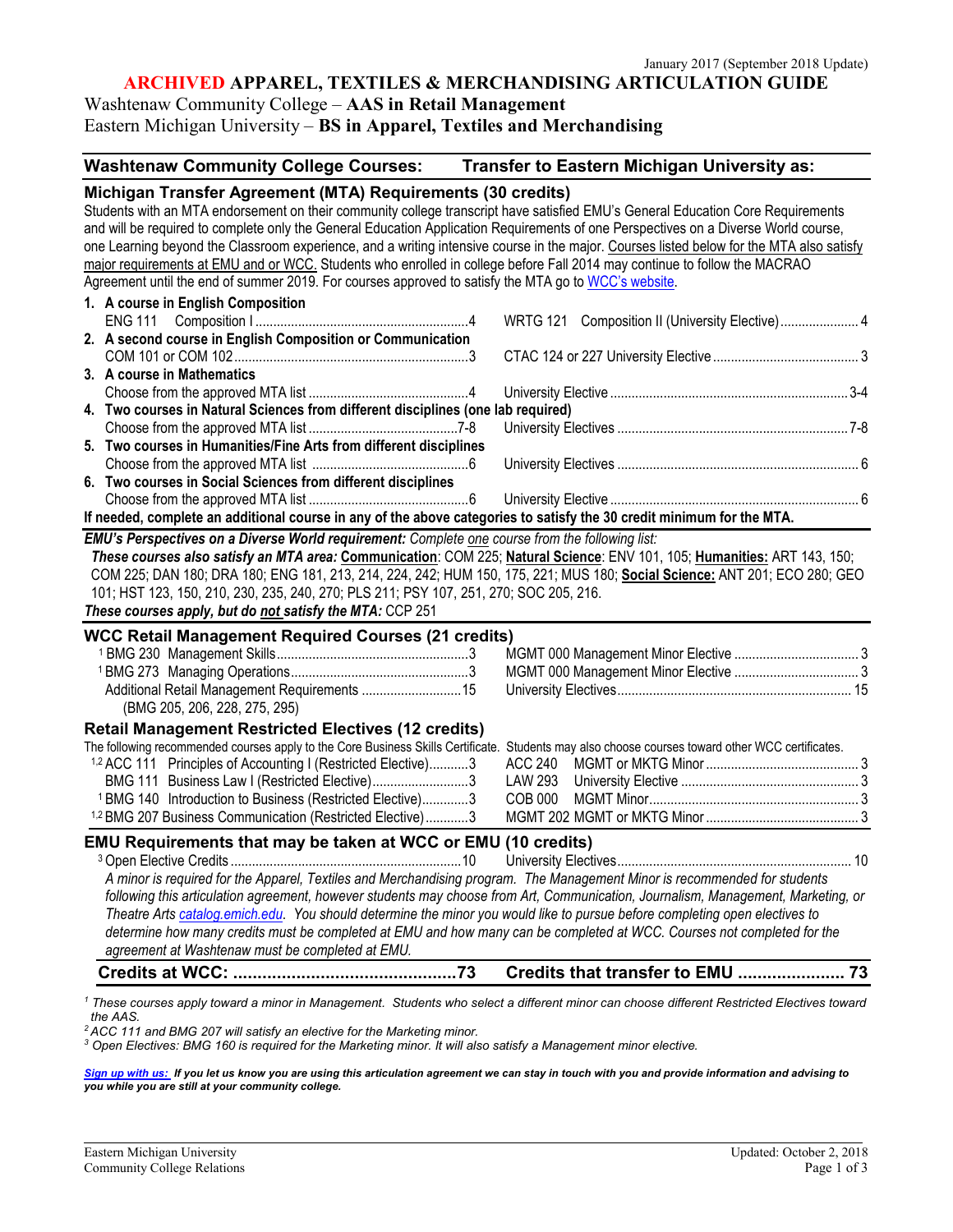January 2017 (September 2018 Update)

# ARCHIVED APPAREL, TEXTILES & MERCHANDISING ARTICULATION GUIDE

Washtenaw Community College – **AAS in Retail Management**
Eastern Michigan University – **BS in Apparel, Textiles and Merchandising**

| Washtenaw Community College Courses: | Transfer to Eastern Michigan University as: |
|---|---|

## Michigan Transfer Agreement (MTA) Requirements (30 credits)

Students with an MTA endorsement on their community college transcript have satisfied EMU's General Education Core Requirements and will be required to complete only the General Education Application Requirements of one Perspectives on a Diverse World course, one Learning beyond the Classroom experience, and a writing intensive course in the major. Courses listed below for the MTA also satisfy major requirements at EMU and or WCC. Students who enrolled in college before Fall 2014 may continue to follow the MACRAO Agreement until the end of summer 2019. For courses approved to satisfy the MTA go to WCC's website.

| WCC | EMU |
|---|---|
| **1. A course in English Composition** | |
| ENG 111 Composition I ....4 | WRTG 121 Composition II (University Elective) ....4 |
| **2. A second course in English Composition or Communication** | |
| COM 101 or COM 102 ....3 | CTAC 124 or 227 University Elective ....3 |
| **3. A course in Mathematics** | |
| Choose from the approved MTA list ....4 | University Elective ....3-4 |
| **4. Two courses in Natural Sciences from different disciplines (one lab required)** | |
| Choose from the approved MTA list ....7-8 | University Electives ....7-8 |
| **5. Two courses in Humanities/Fine Arts from different disciplines** | |
| Choose from the approved MTA list ....6 | University Electives ....6 |
| **6. Two courses in Social Sciences from different disciplines** | |
| Choose from the approved MTA list ....6 | University Elective ....6 |

**If needed, complete an additional course in any of the above categories to satisfy the 30 credit minimum for the MTA.**

***EMU's Perspectives on a Diverse World requirement:*** *Complete one course from the following list:*
***These courses also satisfy an MTA area:*** **Communication**: COM 225; **Natural Science**: ENV 101, 105; **Humanities:** ART 143, 150; COM 225; DAN 180; DRA 180; ENG 181, 213, 214, 224, 242; HUM 150, 175, 221; MUS 180; **Social Science:** ANT 201; ECO 280; GEO 101; HST 123, 150, 210, 230, 235, 240, 270; PLS 211; PSY 107, 251, 270; SOC 205, 216.
***These courses apply, but do not satisfy the MTA:*** CCP 251

## WCC Retail Management Required Courses (21 credits)

| WCC | EMU |
|---|---|
| [1] BMG 230 Management Skills ....3 | MGMT 000 Management Minor Elective ....3 |
| [1] BMG 273 Managing Operations ....3 | MGMT 000 Management Minor Elective ....3 |
| Additional Retail Management Requirements ....15 (BMG 205, 206, 228, 275, 295) | University Electives ....15 |

## Retail Management Restricted Electives (12 credits)

The following recommended courses apply to the Core Business Skills Certificate. Students may also choose courses toward other WCC certificates.

| WCC | EMU |
|---|---|
| [1,2] ACC 111 Principles of Accounting I (Restricted Elective) ....3 | ACC 240 MGMT or MKTG Minor ....3 |
| BMG 111 Business Law I (Restricted Elective) ....3 | LAW 293 University Elective ....3 |
| [1] BMG 140 Introduction to Business (Restricted Elective) ....3 | COB 000 MGMT Minor ....3 |
| [1,2] BMG 207 Business Communication (Restricted Elective) ....3 | MGMT 202 MGMT or MKTG Minor ....3 |

## EMU Requirements that may be taken at WCC or EMU (10 credits)

| WCC | EMU |
|---|---|
| [3] Open Elective Credits ....10 | University Electives ....10 |

*A minor is required for the Apparel, Textiles and Merchandising program. The Management Minor is recommended for students following this articulation agreement, however students may choose from Art, Communication, Journalism, Management, Marketing, or Theatre Arts catalog.emich.edu. You should determine the minor you would like to pursue before completing open electives to determine how many credits must be completed at EMU and how many can be completed at WCC. Courses not completed for the agreement at Washtenaw must be completed at EMU.*

| **Credits at WCC: ....73** | **Credits that transfer to EMU ....73** |
|---|---|

*[1] These courses apply toward a minor in Management. Students who select a different minor can choose different Restricted Electives toward the AAS.*
*[2] ACC 111 and BMG 207 will satisfy an elective for the Marketing minor.*
*[3] Open Electives: BMG 160 is required for the Marketing minor. It will also satisfy a Management minor elective.*

***Sign up with us: If you let us know you are using this articulation agreement we can stay in touch with you and provide information and advising to you while you are still at your community college.***

Eastern Michigan University
Community College Relations

Updated: October 2, 2018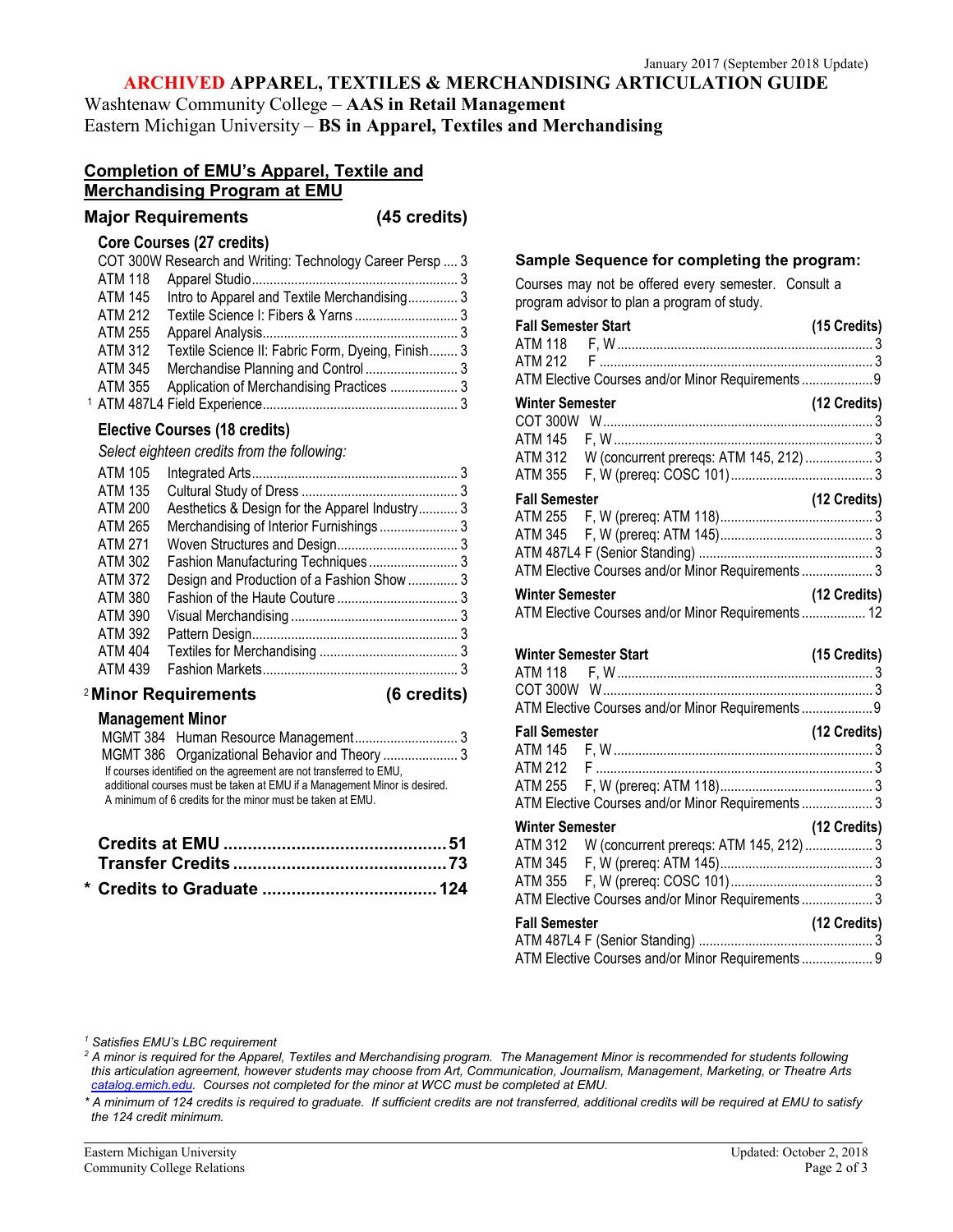January 2017 (September 2018 Update)

# ARCHIVED APPAREL, TEXTILES & MERCHANDISING ARTICULATION GUIDE

Washtenaw Community College – **AAS in Retail Management**
Eastern Michigan University – **BS in Apparel, Textiles and Merchandising**

## Completion of EMU's Apparel, Textile and Merchandising Program at EMU

### Major Requirements (45 credits)

**Core Courses (27 credits)**

| Course | Title | Credits |
|---|---|---|
| COT 300W | Research and Writing: Technology Career Persp | 3 |
| ATM 118 | Apparel Studio | 3 |
| ATM 145 | Intro to Apparel and Textile Merchandising | 3 |
| ATM 212 | Textile Science I: Fibers & Yarns | 3 |
| ATM 255 | Apparel Analysis | 3 |
| ATM 312 | Textile Science II: Fabric Form, Dyeing, Finish | 3 |
| ATM 345 | Merchandise Planning and Control | 3 |
| ATM 355 | Application of Merchandising Practices | 3 |
| [1] ATM 487L4 | Field Experience | 3 |

**Elective Courses (18 credits)**

*Select eighteen credits from the following:*

| Course | Title | Credits |
|---|---|---|
| ATM 105 | Integrated Arts | 3 |
| ATM 135 | Cultural Study of Dress | 3 |
| ATM 200 | Aesthetics & Design for the Apparel Industry | 3 |
| ATM 265 | Merchandising of Interior Furnishings | 3 |
| ATM 271 | Woven Structures and Design | 3 |
| ATM 302 | Fashion Manufacturing Techniques | 3 |
| ATM 372 | Design and Production of a Fashion Show | 3 |
| ATM 380 | Fashion of the Haute Couture | 3 |
| ATM 390 | Visual Merchandising | 3 |
| ATM 392 | Pattern Design | 3 |
| ATM 404 | Textiles for Merchandising | 3 |
| ATM 439 | Fashion Markets | 3 |

### [2] Minor Requirements (6 credits)

**Management Minor**

| Course | Title | Credits |
|---|---|---|
| MGMT 384 | Human Resource Management | 3 |
| MGMT 386 | Organizational Behavior and Theory | 3 |

If courses identified on the agreement are not transferred to EMU, additional courses must be taken at EMU if a Management Minor is desired. A minimum of 6 credits for the minor must be taken at EMU.

| | |
|---|---|
| **Credits at EMU** | **51** |
| **Transfer Credits** | **73** |
| **\* Credits to Graduate** | **124** |

### Sample Sequence for completing the program:

Courses may not be offered every semester. Consult a program advisor to plan a program of study.

**Fall Semester Start (15 Credits)**

| Course | Details | Credits |
|---|---|---|
| ATM 118 | F, W | 3 |
| ATM 212 | F | 3 |
| ATM Elective Courses and/or Minor Requirements | | 9 |

**Winter Semester (12 Credits)**

| Course | Details | Credits |
|---|---|---|
| COT 300W | W | 3 |
| ATM 145 | F, W | 3 |
| ATM 312 | W (concurrent prereqs: ATM 145, 212) | 3 |
| ATM 355 | F, W (prereq: COSC 101) | 3 |

**Fall Semester (12 Credits)**

| Course | Details | Credits |
|---|---|---|
| ATM 255 | F, W (prereq: ATM 118) | 3 |
| ATM 345 | F, W (prereq: ATM 145) | 3 |
| ATM 487L4 | F (Senior Standing) | 3 |
| ATM Elective Courses and/or Minor Requirements | | 3 |

**Winter Semester (12 Credits)**

| Course | Details | Credits |
|---|---|---|
| ATM Elective Courses and/or Minor Requirements | | 12 |

**Winter Semester Start (15 Credits)**

| Course | Details | Credits |
|---|---|---|
| ATM 118 | F, W | 3 |
| COT 300W | W | 3 |
| ATM Elective Courses and/or Minor Requirements | | 9 |

**Fall Semester (12 Credits)**

| Course | Details | Credits |
|---|---|---|
| ATM 145 | F, W | 3 |
| ATM 212 | F | 3 |
| ATM 255 | F, W (prereq: ATM 118) | 3 |
| ATM Elective Courses and/or Minor Requirements | | 3 |

**Winter Semester (12 Credits)**

| Course | Details | Credits |
|---|---|---|
| ATM 312 | W (concurrent prereqs: ATM 145, 212) | 3 |
| ATM 345 | F, W (prereq: ATM 145) | 3 |
| ATM 355 | F, W (prereq: COSC 101) | 3 |
| ATM Elective Courses and/or Minor Requirements | | 3 |

**Fall Semester (12 Credits)**

| Course | Details | Credits |
|---|---|---|
| ATM 487L4 | F (Senior Standing) | 3 |
| ATM Elective Courses and/or Minor Requirements | | 9 |

---

*[1] Satisfies EMU's LBC requirement*

*[2] A minor is required for the Apparel, Textiles and Merchandising program. The Management Minor is recommended for students following this articulation agreement, however students may choose from Art, Communication, Journalism, Management, Marketing, or Theatre Arts catalog.emich.edu. Courses not completed for the minor at WCC must be completed at EMU.*

*\* A minimum of 124 credits is required to graduate. If sufficient credits are not transferred, additional credits will be required at EMU to satisfy the 124 credit minimum.*

Eastern Michigan University
Community College Relations

Updated: October 2, 2018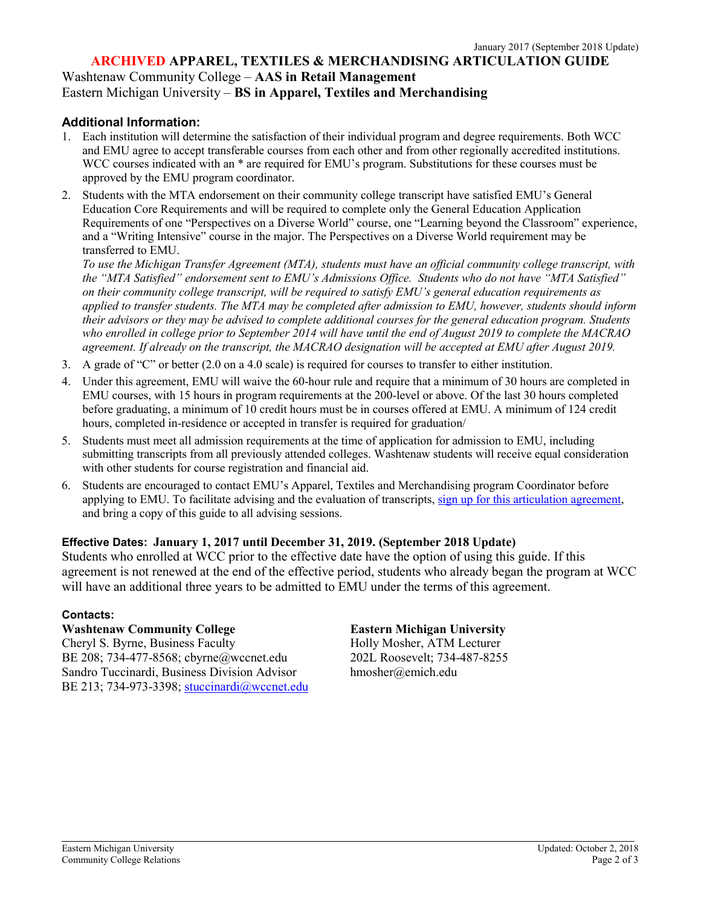January 2017 (September 2018 Update)

# ARCHIVED APPAREL, TEXTILES & MERCHANDISING ARTICULATION GUIDE

Washtenaw Community College – **AAS in Retail Management**
Eastern Michigan University – **BS in Apparel, Textiles and Merchandising**

### Additional Information:

1. Each institution will determine the satisfaction of their individual program and degree requirements. Both WCC and EMU agree to accept transferable courses from each other and from other regionally accredited institutions. WCC courses indicated with an * are required for EMU's program. Substitutions for these courses must be approved by the EMU program coordinator.
2. Students with the MTA endorsement on their community college transcript have satisfied EMU's General Education Core Requirements and will be required to complete only the General Education Application Requirements of one "Perspectives on a Diverse World" course, one "Learning beyond the Classroom" experience, and a "Writing Intensive" course in the major. The Perspectives on a Diverse World requirement may be transferred to EMU.
   *To use the Michigan Transfer Agreement (MTA), students must have an official community college transcript, with the "MTA Satisfied" endorsement sent to EMU's Admissions Office. Students who do not have "MTA Satisfied" on their community college transcript, will be required to satisfy EMU's general education requirements as applied to transfer students. The MTA may be completed after admission to EMU, however, students should inform their advisors or they may be advised to complete additional courses for the general education program. Students who enrolled in college prior to September 2014 will have until the end of August 2019 to complete the MACRAO agreement. If already on the transcript, the MACRAO designation will be accepted at EMU after August 2019.*
3. A grade of "C" or better (2.0 on a 4.0 scale) is required for courses to transfer to either institution.
4. Under this agreement, EMU will waive the 60-hour rule and require that a minimum of 30 hours are completed in EMU courses, with 15 hours in program requirements at the 200-level or above. Of the last 30 hours completed before graduating, a minimum of 10 credit hours must be in courses offered at EMU. A minimum of 124 credit hours, completed in-residence or accepted in transfer is required for graduation/
5. Students must meet all admission requirements at the time of application for admission to EMU, including submitting transcripts from all previously attended colleges. Washtenaw students will receive equal consideration with other students for course registration and financial aid.
6. Students are encouraged to contact EMU's Apparel, Textiles and Merchandising program Coordinator before applying to EMU. To facilitate advising and the evaluation of transcripts, sign up for this articulation agreement, and bring a copy of this guide to all advising sessions.

**Effective Dates: January 1, 2017 until December 31, 2019. (September 2018 Update)**

Students who enrolled at WCC prior to the effective date have the option of using this guide. If this agreement is not renewed at the end of the effective period, students who already began the program at WCC will have an additional three years to be admitted to EMU under the terms of this agreement.

### Contacts:

**Washtenaw Community College**
Cheryl S. Byrne, Business Faculty
BE 208; 734-477-8568; cbyrne@wccnet.edu
Sandro Tuccinardi, Business Division Advisor
BE 213; 734-973-3398; stuccinardi@wccnet.edu

**Eastern Michigan University**
Holly Mosher, ATM Lecturer
202L Roosevelt; 734-487-8255
hmosher@emich.edu